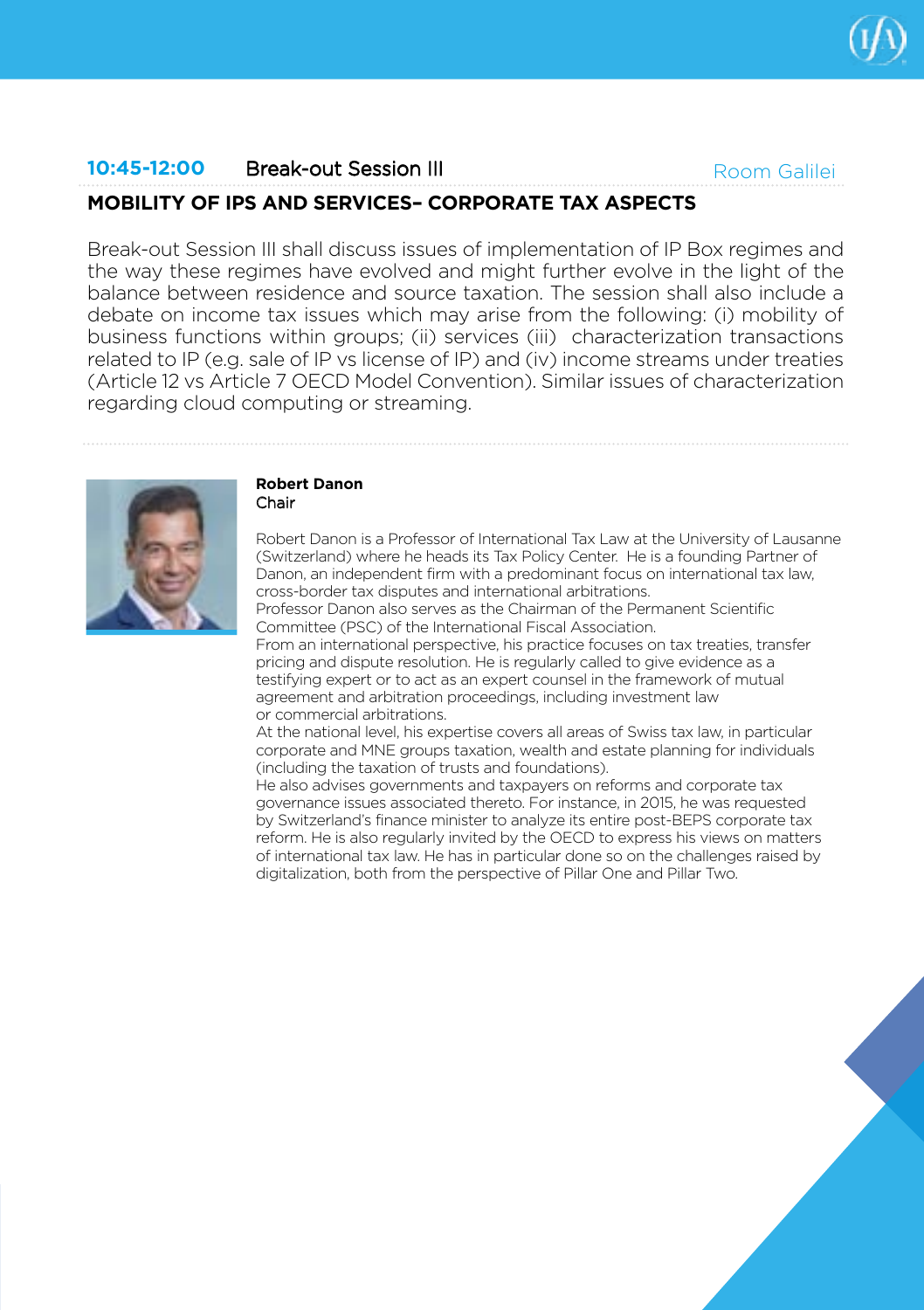**10:45-12:00** Break-out Session III — Room Galilei

## MOBILITY OF IPS AND SERVICES– CORPORATE TAX ASPECTS

Break-out Session III shall discuss issues of implementation of IP Box regimes and the way these regimes have evolved and might further evolve in the light of the balance between residence and source taxation. The session shall also include a debate on income tax issues which may arise from the following: (i) mobility of business functions within groups; (ii) services (iii) characterization transactions related to IP (e.g. sale of IP vs license of IP) and (iv) income streams under treaties (Article 12 vs Article 7 OECD Model Convention). Similar issues of characterization regarding cloud computing or streaming.

**Robert Danon**
Chair

Robert Danon is a Professor of International Tax Law at the University of Lausanne (Switzerland) where he heads its Tax Policy Center. He is a founding Partner of Danon, an independent firm with a predominant focus on international tax law, cross-border tax disputes and international arbitrations.

Professor Danon also serves as the Chairman of the Permanent Scientific Committee (PSC) of the International Fiscal Association.

From an international perspective, his practice focuses on tax treaties, transfer pricing and dispute resolution. He is regularly called to give evidence as a testifying expert or to act as an expert counsel in the framework of mutual agreement and arbitration proceedings, including investment law or commercial arbitrations.

At the national level, his expertise covers all areas of Swiss tax law, in particular corporate and MNE groups taxation, wealth and estate planning for individuals (including the taxation of trusts and foundations).

He also advises governments and taxpayers on reforms and corporate tax governance issues associated thereto. For instance, in 2015, he was requested by Switzerland's finance minister to analyze its entire post-BEPS corporate tax reform. He is also regularly invited by the OECD to express his views on matters of international tax law. He has in particular done so on the challenges raised by digitalization, both from the perspective of Pillar One and Pillar Two.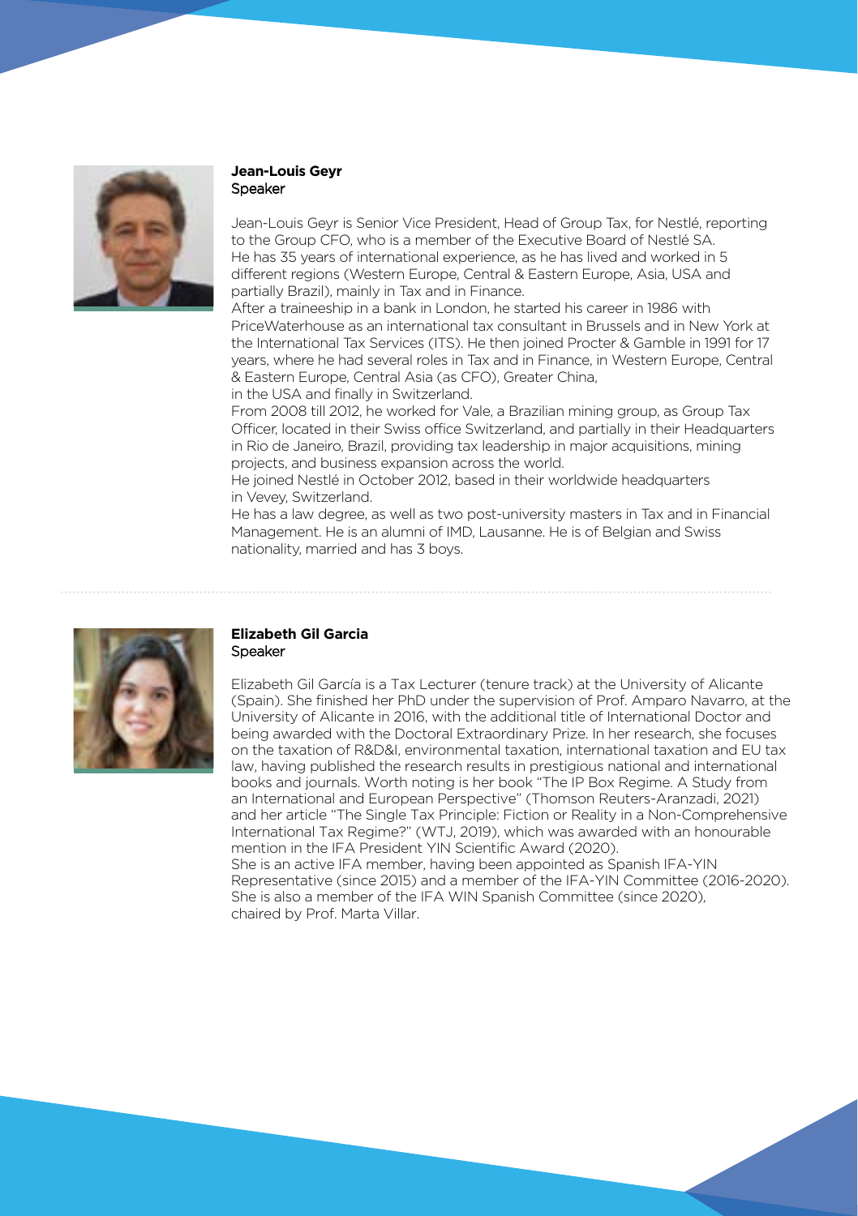**Jean-Louis Geyr**
Speaker

Jean-Louis Geyr is Senior Vice President, Head of Group Tax, for Nestlé, reporting to the Group CFO, who is a member of the Executive Board of Nestlé SA. He has 35 years of international experience, as he has lived and worked in 5 different regions (Western Europe, Central & Eastern Europe, Asia, USA and partially Brazil), mainly in Tax and in Finance.
After a traineeship in a bank in London, he started his career in 1986 with PriceWaterhouse as an international tax consultant in Brussels and in New York at the International Tax Services (ITS). He then joined Procter & Gamble in 1991 for 17 years, where he had several roles in Tax and in Finance, in Western Europe, Central & Eastern Europe, Central Asia (as CFO), Greater China, in the USA and finally in Switzerland.
From 2008 till 2012, he worked for Vale, a Brazilian mining group, as Group Tax Officer, located in their Swiss office Switzerland, and partially in their Headquarters in Rio de Janeiro, Brazil, providing tax leadership in major acquisitions, mining projects, and business expansion across the world.
He joined Nestlé in October 2012, based in their worldwide headquarters in Vevey, Switzerland.
He has a law degree, as well as two post-university masters in Tax and in Financial Management. He is an alumni of IMD, Lausanne. He is of Belgian and Swiss nationality, married and has 3 boys.

---

**Elizabeth Gil Garcia**
Speaker

Elizabeth Gil García is a Tax Lecturer (tenure track) at the University of Alicante (Spain). She finished her PhD under the supervision of Prof. Amparo Navarro, at the University of Alicante in 2016, with the additional title of International Doctor and being awarded with the Doctoral Extraordinary Prize. In her research, she focuses on the taxation of R&D&I, environmental taxation, international taxation and EU tax law, having published the research results in prestigious national and international books and journals. Worth noting is her book "The IP Box Regime. A Study from an International and European Perspective" (Thomson Reuters-Aranzadi, 2021) and her article "The Single Tax Principle: Fiction or Reality in a Non-Comprehensive International Tax Regime?" (WTJ, 2019), which was awarded with an honourable mention in the IFA President YIN Scientific Award (2020).
She is an active IFA member, having been appointed as Spanish IFA-YIN Representative (since 2015) and a member of the IFA-YIN Committee (2016-2020). She is also a member of the IFA WIN Spanish Committee (since 2020), chaired by Prof. Marta Villar.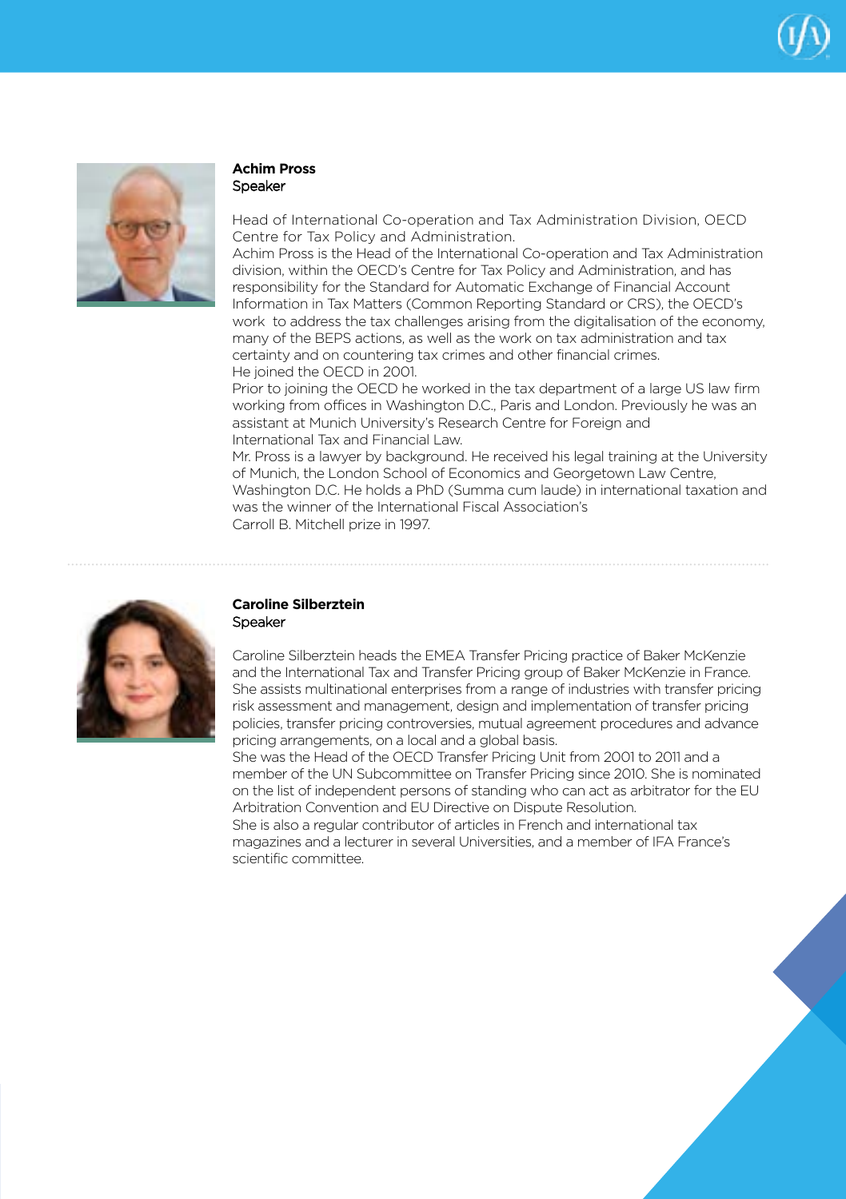**Achim Pross**
Speaker

Head of International Co-operation and Tax Administration Division, OECD Centre for Tax Policy and Administration.
Achim Pross is the Head of the International Co-operation and Tax Administration division, within the OECD's Centre for Tax Policy and Administration, and has responsibility for the Standard for Automatic Exchange of Financial Account Information in Tax Matters (Common Reporting Standard or CRS), the OECD's work to address the tax challenges arising from the digitalisation of the economy, many of the BEPS actions, as well as the work on tax administration and tax certainty and on countering tax crimes and other financial crimes.
He joined the OECD in 2001.
Prior to joining the OECD he worked in the tax department of a large US law firm working from offices in Washington D.C., Paris and London. Previously he was an assistant at Munich University's Research Centre for Foreign and International Tax and Financial Law.
Mr. Pross is a lawyer by background. He received his legal training at the University of Munich, the London School of Economics and Georgetown Law Centre, Washington D.C. He holds a PhD (Summa cum laude) in international taxation and was the winner of the International Fiscal Association's Carroll B. Mitchell prize in 1997.

---

**Caroline Silberztein**
Speaker

Caroline Silberztein heads the EMEA Transfer Pricing practice of Baker McKenzie and the International Tax and Transfer Pricing group of Baker McKenzie in France. She assists multinational enterprises from a range of industries with transfer pricing risk assessment and management, design and implementation of transfer pricing policies, transfer pricing controversies, mutual agreement procedures and advance pricing arrangements, on a local and a global basis.
She was the Head of the OECD Transfer Pricing Unit from 2001 to 2011 and a member of the UN Subcommittee on Transfer Pricing since 2010. She is nominated on the list of independent persons of standing who can act as arbitrator for the EU Arbitration Convention and EU Directive on Dispute Resolution.
She is also a regular contributor of articles in French and international tax magazines and a lecturer in several Universities, and a member of IFA France's scientific committee.